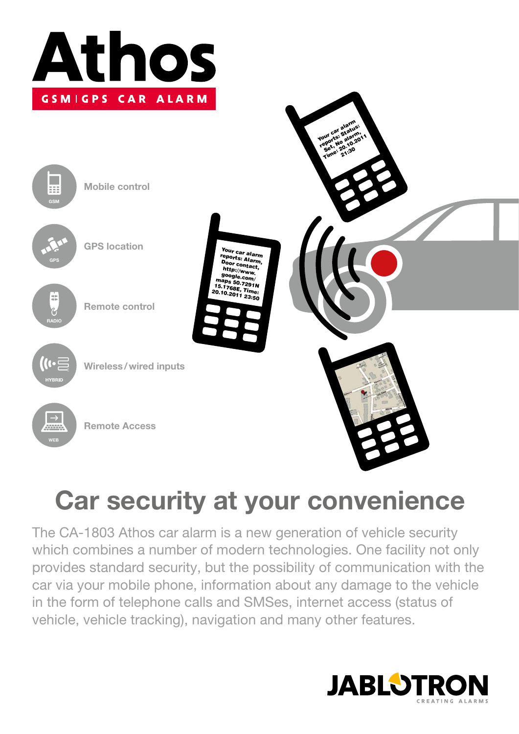# Athos

**GSM | GPS CAR ALARM**

- Mobile control
- GPS location
- Remote control
- Wireless / wired inputs
- Remote Access

## Car security at your convenience

The CA-1803 Athos car alarm is a new generation of vehicle security which combines a number of modern technologies. One facility not only provides standard security, but the possibility of communication with the car via your mobile phone, information about any damage to the vehicle in the form of telephone calls and SMSes, internet access (status of vehicle, vehicle tracking), navigation and many other features.

JABLOTRON
CREATING ALARMS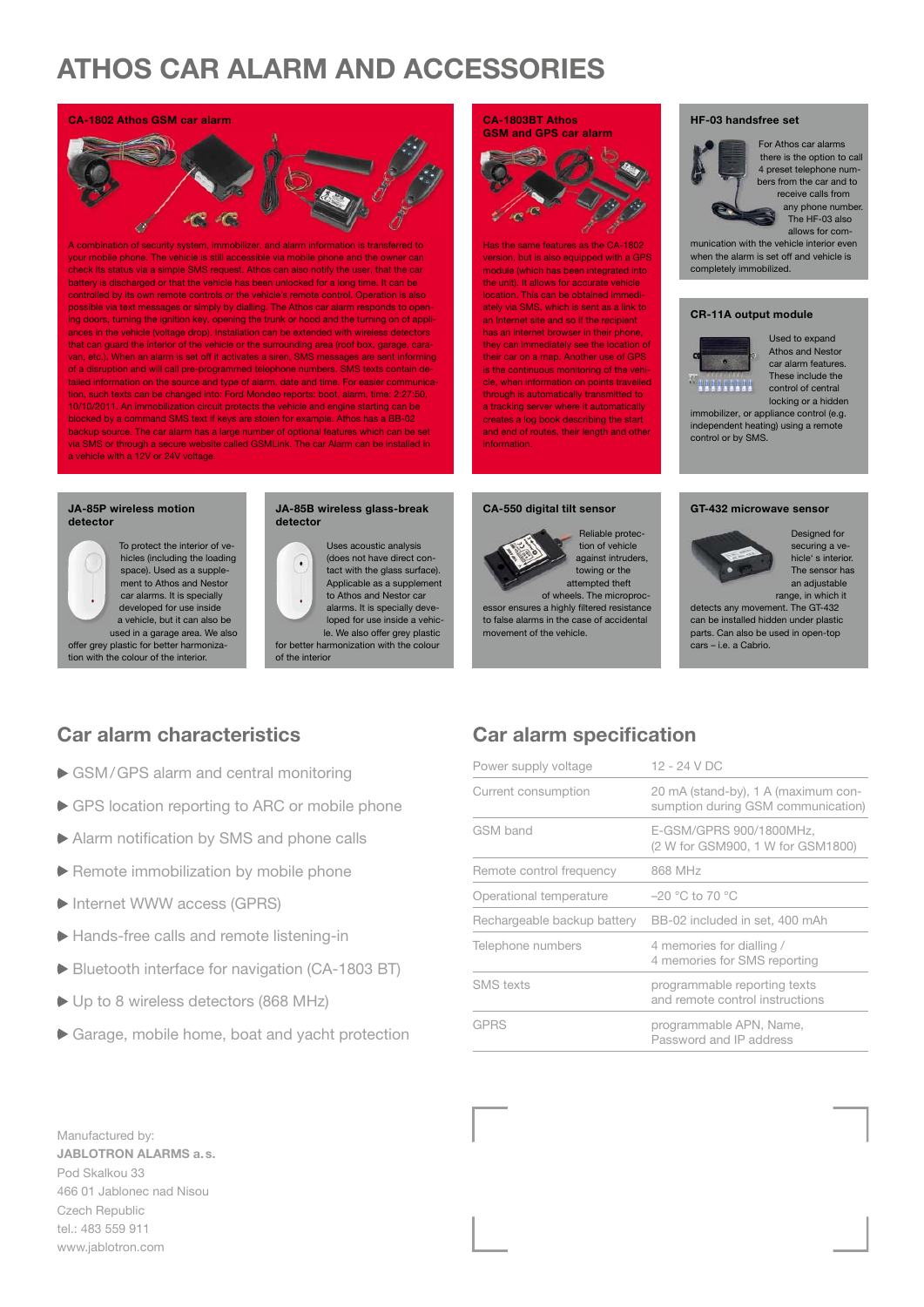# ATHOS CAR ALARM AND ACCESSORIES

### CA-1802 Athos GSM car alarm

A combination of security system, immobilizer, and alarm information is transferred to your mobile phone. The vehicle is still accessible via mobile phone and the owner can check its status via a simple SMS request. Athos can also notify the user, that the car battery is discharged or that the vehicle has been unlocked for a long time. It can be controlled by its own remote controls or the vehicle's remote control. Operation is also possible via text messages or simply by dialling. The Athos car alarm responds to opening doors, turning the ignition key, opening the trunk or hood and the turning on of appliances in the vehicle (voltage drop). Installation can be extended with wireless detectors that can guard the interior of the vehicle or the surrounding area (roof box, garage, caravan, etc.). When an alarm is set off it activates a siren, SMS messages are sent informing of a disruption and will call pre-programmed telephone numbers. SMS texts contain detailed information on the source and type of alarm, date and time. For easier communication, such texts can be changed into: Ford Mondeo reports: boot, alarm, time: 2:27:50, 10/10/2011. An immobilization circuit protects the vehicle and engine starting can be blocked by a command SMS text if keys are stolen for example. Athos has a BB-02 backup source. The car alarm has a large number of optional features which can be set via SMS or through a secure website called GSMLink. The car Alarm can be installed in a vehicle with a 12V or 24V voltage.

### CA-1803BT Athos GSM and GPS car alarm

Has the same features as the CA-1802 version, but is also equipped with a GPS module (which has been integrated into the unit). It allows for accurate vehicle location. This can be obtained immediately via SMS, which is sent as a link to an Internet site and so if the recipient has an internet browser in their phone, they can immediately see the location of their car on a map. Another use of GPS is the continuous monitoring of the vehicle, when information on points travelled through is automatically transmitted to a tracking server where it automatically creates a log book describing the start and end of routes, their length and other information.

### HF-03 handsfree set

For Athos car alarms there is the option to call 4 preset telephone numbers from the car and to receive calls from any phone number. The HF-03 also allows for communication with the vehicle interior even when the alarm is set off and vehicle is completely immobilized.

### CR-11A output module

Used to expand Athos and Nestor car alarm features. These include the control of central locking or a hidden immobilizer, or appliance control (e.g. independent heating) using a remote control or by SMS.

### JA-85P wireless motion detector

To protect the interior of vehicles (including the loading space). Used as a supplement to Athos and Nestor car alarms. It is specially developed for use inside a vehicle, but it can also be used in a garage area. We also offer grey plastic for better harmonization with the colour of the interior.

### JA-85B wireless glass-break detector

Uses acoustic analysis (does not have direct contact with the glass surface). Applicable as a supplement to Athos and Nestor car alarms. It is specially developed for use inside a vehicle. We also offer grey plastic for better harmonization with the colour of the interior

### CA-550 digital tilt sensor

Reliable protection of vehicle against intruders, towing or the attempted theft of wheels. The microprocessor ensures a highly filtered resistance to false alarms in the case of accidental movement of the vehicle.

### GT-432 microwave sensor

Designed for securing a vehicle' s interior. The sensor has an adjustable range, in which it detects any movement. The GT-432 can be installed hidden under plastic parts. Can also be used in open-top cars – i.e. a Cabrio.

## Car alarm characteristics

- GSM/GPS alarm and central monitoring
- GPS location reporting to ARC or mobile phone
- Alarm notification by SMS and phone calls
- Remote immobilization by mobile phone
- Internet WWW access (GPRS)
- Hands-free calls and remote listening-in
- Bluetooth interface for navigation (CA-1803 BT)
- Up to 8 wireless detectors (868 MHz)
- Garage, mobile home, boat and yacht protection

## Car alarm specification

| | |
|---|---|
| Power supply voltage | 12 - 24 V DC |
| Current consumption | 20 mA (stand-by), 1 A (maximum consumption during GSM communication) |
| GSM band | E-GSM/GPRS 900/1800MHz, (2 W for GSM900, 1 W for GSM1800) |
| Remote control frequency | 868 MHz |
| Operational temperature | –20 °C to 70 °C |
| Rechargeable backup battery | BB-02 included in set, 400 mAh |
| Telephone numbers | 4 memories for dialling / 4 memories for SMS reporting |
| SMS texts | programmable reporting texts and remote control instructions |
| GPRS | programmable APN, Name, Password and IP address |

Manufactured by:
**JABLOTRON ALARMS a. s.**
Pod Skalkou 33
466 01 Jablonec nad Nisou
Czech Republic
tel.: 483 559 911
www.jablotron.com